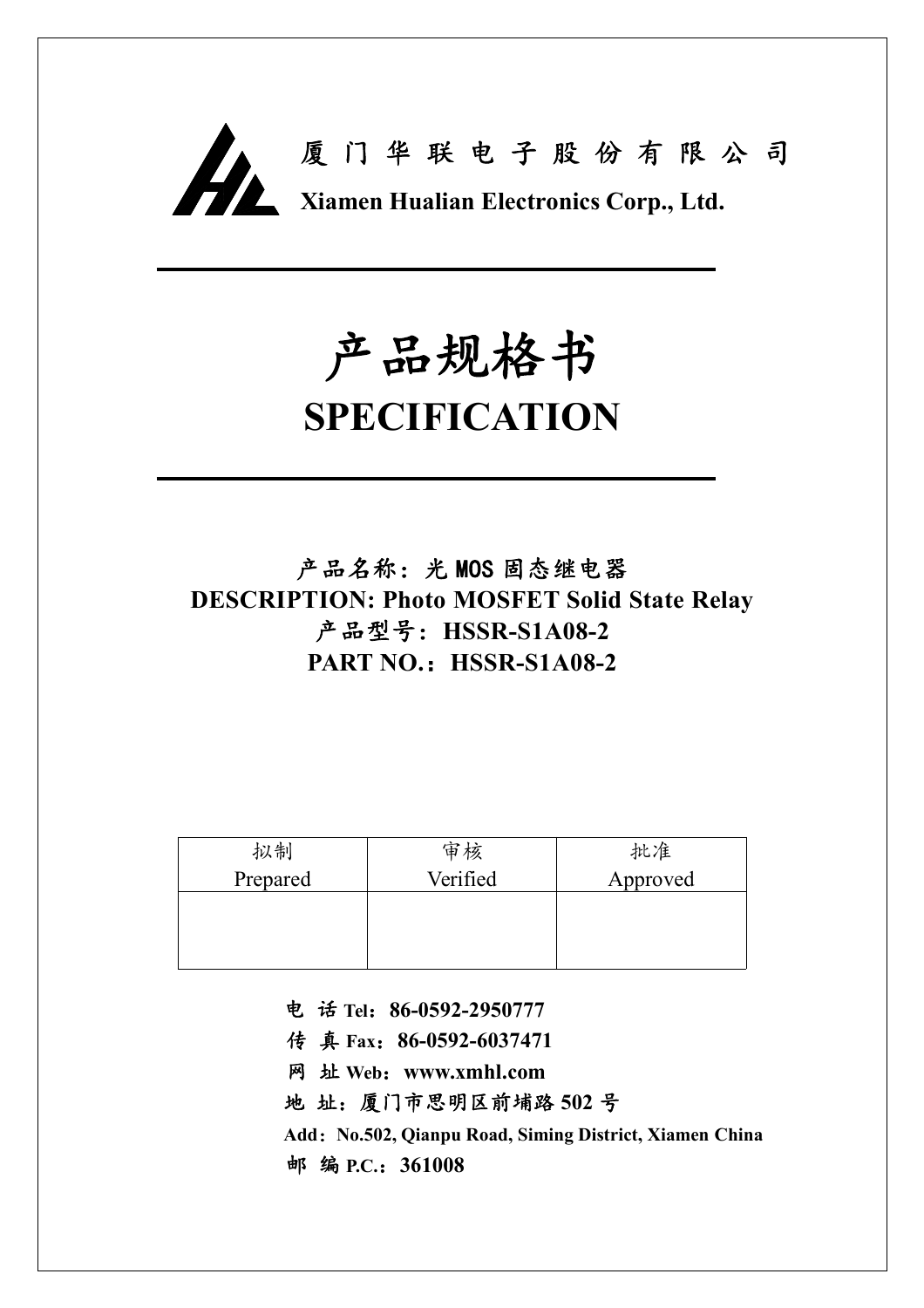厦 门 华 联 电 子 股 份 有 限 公 司

**Xiamen Hualian Electronics Corp., Ltd.**

# 产品规格书

# SPECIFICATION

**产品名称：光 MOS 固态继电器**

**DESCRIPTION: Photo MOSFET Solid State Relay**

**产品型号：HSSR-S1A08-2**

**PART NO.：HSSR-S1A08-2**

| 拟制 Prepared | 审核 Verified | 批准 Approved |
|---|---|---|
| | | |

**电 话 Tel：86-0592-2950777**

**传 真 Fax：86-0592-6037471**

**网 址 Web：www.xmhl.com**

**地 址：厦门市思明区前埔路 502 号**

**Add：No.502, Qianpu Road, Siming District, Xiamen China**

**邮 编 P.C.：361008**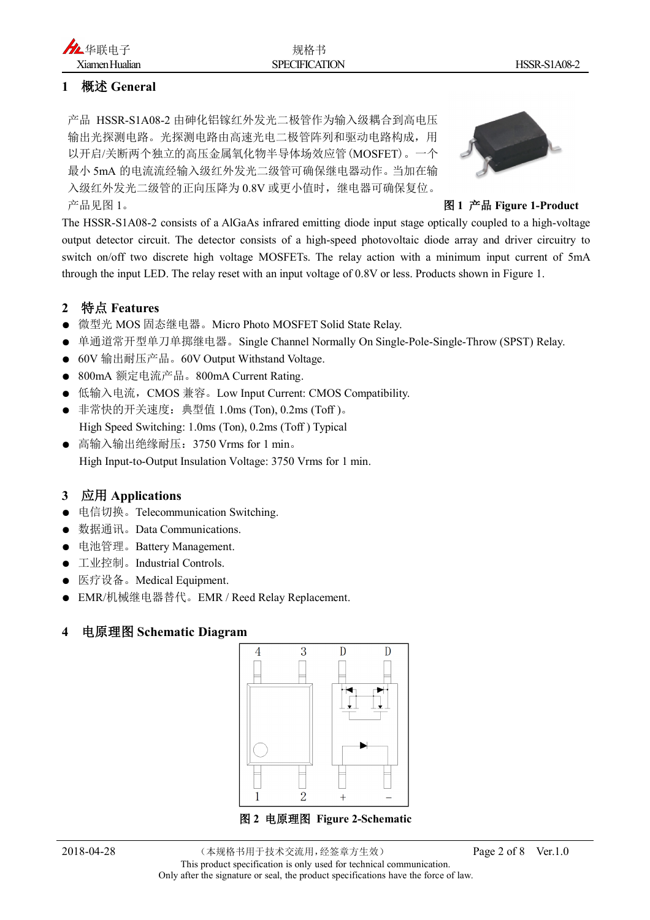## 1 概述 General

产品 HSSR-S1A08-2 由砷化铝镓红外发光二极管作为输入级耦合到高电压输出光探测电路。光探测电路由高速光电二极管阵列和驱动电路构成，用以开启/关断两个独立的高压金属氧化物半导体场效应管(MOSFET)。一个最小 5mA 的电流流经输入级红外发光二级管可确保继电器动作。当加在输入级红外发光二级管的正向压降为 0.8V 或更小值时，继电器可确保复位。产品见图 1。

图 1 产品 Figure 1-Product

The HSSR-S1A08-2 consists of a AlGaAs infrared emitting diode input stage optically coupled to a high-voltage output detector circuit. The detector consists of a high-speed photovoltaic diode array and driver circuitry to switch on/off two discrete high voltage MOSFETs. The relay action with a minimum input current of 5mA through the input LED. The relay reset with an input voltage of 0.8V or less. Products shown in Figure 1.

## 2 特点 Features

- 微型光 MOS 固态继电器。Micro Photo MOSFET Solid State Relay.
- 单通道常开型单刀单掷继电器。Single Channel Normally On Single-Pole-Single-Throw (SPST) Relay.
- 60V 输出耐压产品。60V Output Withstand Voltage.
- 800mA 额定电流产品。800mA Current Rating.
- 低输入电流，CMOS 兼容。Low Input Current: CMOS Compatibility.
- 非常快的开关速度：典型值 1.0ms (Ton), 0.2ms (Toff )。
  High Speed Switching: 1.0ms (Ton), 0.2ms (Toff ) Typical
- 高输入输出绝缘耐压：3750 Vrms for 1 min。
  High Input-to-Output Insulation Voltage: 3750 Vrms for 1 min.

## 3 应用 Applications

- 电信切换。Telecommunication Switching.
- 数据通讯。Data Communications.
- 电池管理。Battery Management.
- 工业控制。Industrial Controls.
- 医疗设备。Medical Equipment.
- EMR/机械继电器替代。EMR / Reed Relay Replacement.

## 4 电原理图 Schematic Diagram

图 2 电原理图 Figure 2-Schematic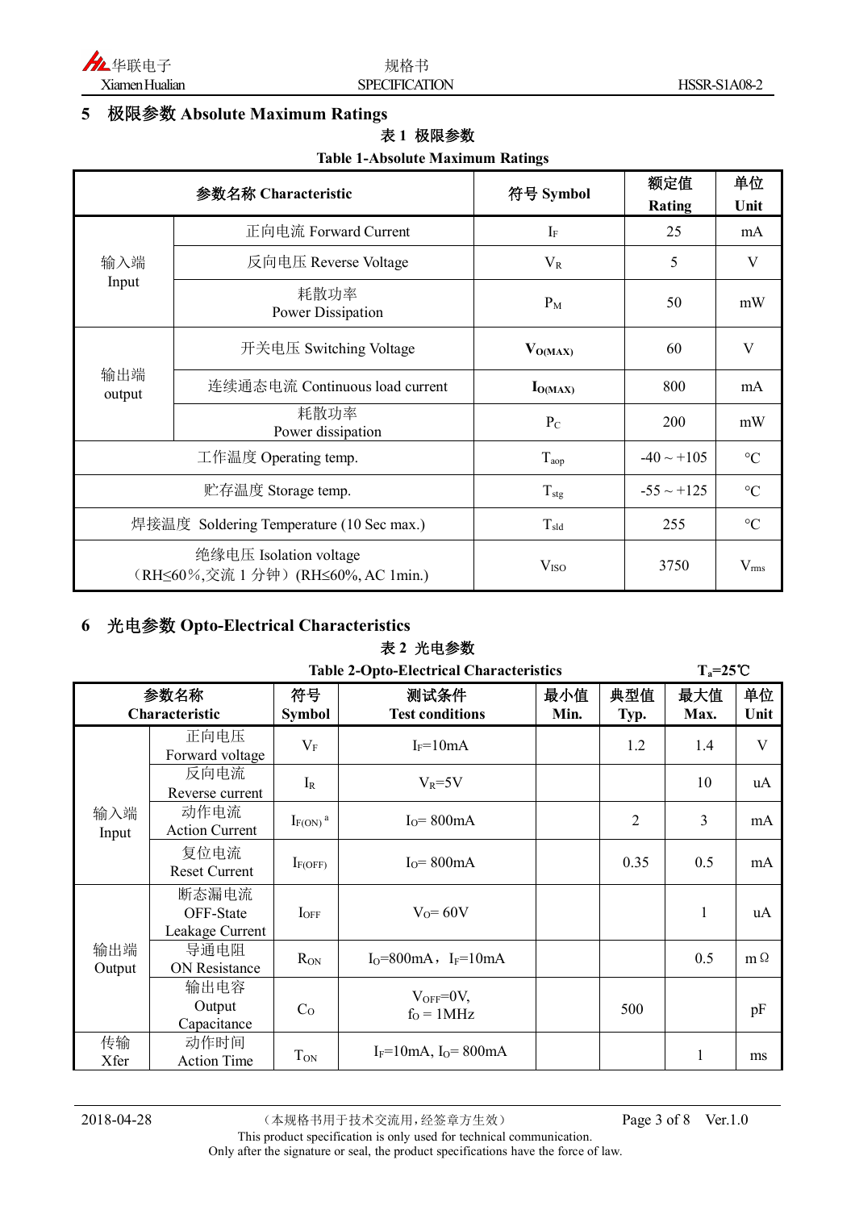## 5 极限参数 Absolute Maximum Ratings

**表 1 极限参数**

**Table 1-Absolute Maximum Ratings**

| 参数名称 Characteristic | | 符号 Symbol | 额定值 Rating | 单位 Unit |
|---|---|---|---|---|
| 输入端 Input | 正向电流 Forward Current | $I_F$ | 25 | mA |
| | 反向电压 Reverse Voltage | $V_R$ | 5 | V |
| | 耗散功率 Power Dissipation | $P_M$ | 50 | mW |
| 输出端 output | 开关电压 Switching Voltage | $V_{O(MAX)}$ | 60 | V |
| | 连续通态电流 Continuous load current | $I_{O(MAX)}$ | 800 | mA |
| | 耗散功率 Power dissipation | $P_C$ | 200 | mW |
| 工作温度 Operating temp. | | $T_{aop}$ | -40 ~ +105 | °C |
| 贮存温度 Storage temp. | | $T_{stg}$ | -55 ~ +125 | °C |
| 焊接温度 Soldering Temperature (10 Sec max.) | | $T_{sld}$ | 255 | °C |
| 绝缘电压 Isolation voltage （RH≤60%,交流 1 分钟）(RH≤60%, AC 1min.) | | $V_{ISO}$ | 3750 | $V_{rms}$ |

## 6 光电参数 Opto-Electrical Characteristics

**表 2 光电参数**

**Table 2-Opto-Electrical Characteristics** $T_a$=25℃

| 参数名称 Characteristic | | 符号 Symbol | 测试条件 Test conditions | 最小值 Min. | 典型值 Typ. | 最大值 Max. | 单位 Unit |
|---|---|---|---|---|---|---|---|
| 输入端 Input | 正向电压 Forward voltage | $V_F$ | $I_F$=10mA | | 1.2 | 1.4 | V |
| | 反向电流 Reverse current | $I_R$ | $V_R$=5V | | | 10 | uA |
| | 动作电流 Action Current | $I_{F(ON)}$ [a] | $I_O$= 800mA | | 2 | 3 | mA |
| | 复位电流 Reset Current | $I_{F(OFF)}$ | $I_O$= 800mA | | 0.35 | 0.5 | mA |
| 输出端 Output | 断态漏电流 OFF-State Leakage Current | $I_{OFF}$ | $V_O$= 60V | | | 1 | uA |
| | 导通电阻 ON Resistance | $R_{ON}$ | $I_O$=800mA，$I_F$=10mA | | | 0.5 | mΩ |
| | 输出电容 Output Capacitance | $C_O$ | $V_{OFF}$=0V, $f_O$ = 1MHz | | 500 | | pF |
| 传输 Xfer | 动作时间 Action Time | $T_{ON}$ | $I_F$=10mA, $I_O$= 800mA | | | 1 | ms |

2018-04-28 （本规格书用于技术交流用，经签章方生效） Ver.1.0

This product specification is only used for technical communication.
Only after the signature or seal, the product specifications have the force of law.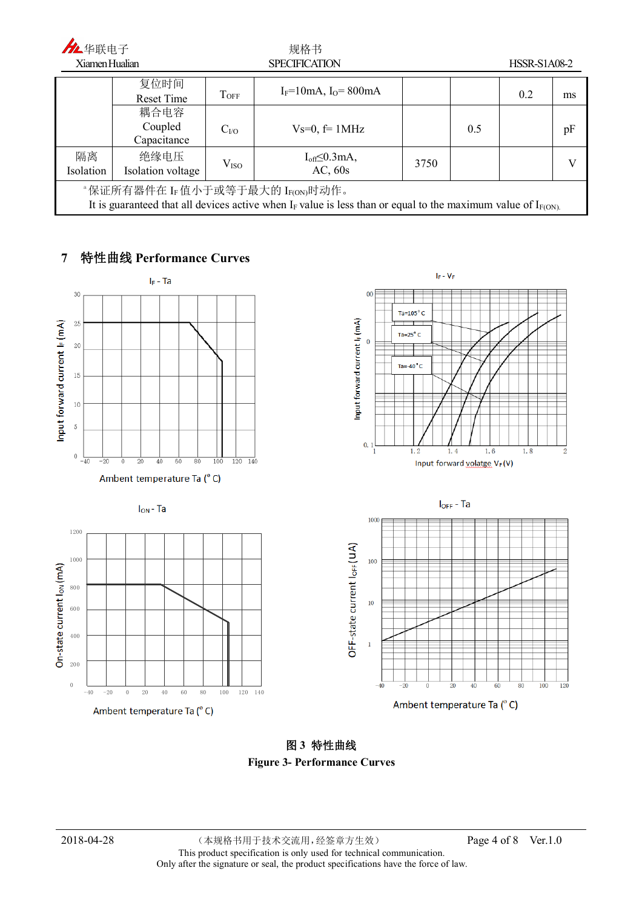|  |  |  |  |  |  |  |  |
|---|---|---|---|---|---|---|---|
|  | 复位时间 Reset Time | $T_{OFF}$ | $I_F$=10mA, $I_O$= 800mA |  |  | 0.2 | ms |
|  | 耦合电容 Coupled Capacitance | $C_{I/O}$ | Vs=0, f= 1MHz |  | 0.5 |  | pF |
| 隔离 Isolation | 绝缘电压 Isolation voltage | $V_{ISO}$ | $I_{off}$≤0.3mA, AC, 60s | 3750 |  |  | V |
| [a]保证所有器件在 $I_F$ 值小于或等于最大的 $I_{F(ON)}$时动作。 It is guaranteed that all devices active when $I_F$ value is less than or equal to the maximum value of $I_{F(ON)}$. | | | | | | | |

## 7 特性曲线 Performance Curves

图 3 特性曲线

**Figure 3- Performance Curves**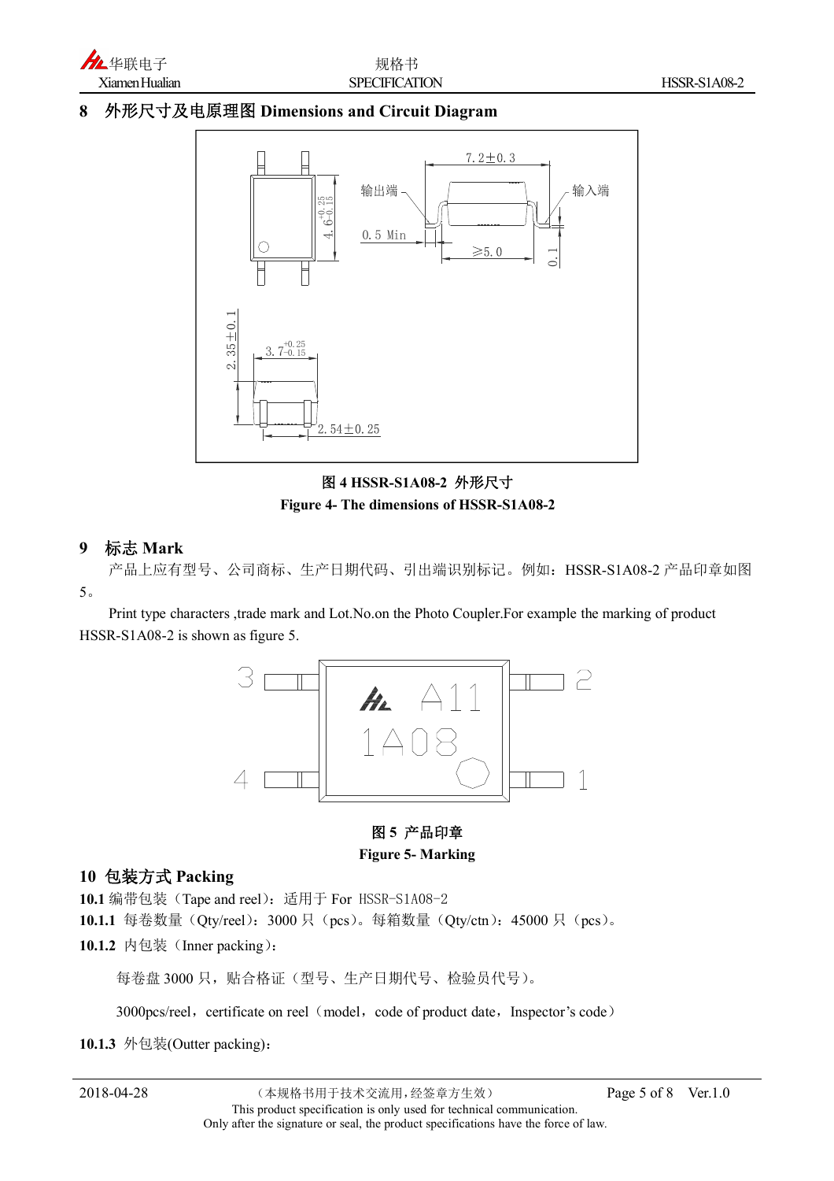## 8 外形尺寸及电原理图 Dimensions and Circuit Diagram

图 4 HSSR-S1A08-2 外形尺寸

Figure 4- The dimensions of HSSR-S1A08-2

## 9 标志 Mark

产品上应有型号、公司商标、生产日期代码、引出端识别标记。例如：HSSR-S1A08-2 产品印章如图 5。

Print type characters ,trade mark and Lot.No.on the Photo Coupler.For example the marking of product HSSR-S1A08-2 is shown as figure 5.

图 5 产品印章

Figure 5- Marking

## 10 包装方式 Packing

**10.1** 编带包装（Tape and reel）：适用于 For HSSR-S1A08-2

**10.1.1** 每卷数量（Qty/reel）：3000 只（pcs）。每箱数量（Qty/ctn）：45000 只（pcs）。

**10.1.2** 内包装（Inner packing）：

每卷盘 3000 只，贴合格证（型号、生产日期代号、检验员代号）。

3000pcs/reel，certificate on reel（model，code of product date，Inspector's code）

**10.1.3** 外包装(Outter packing)：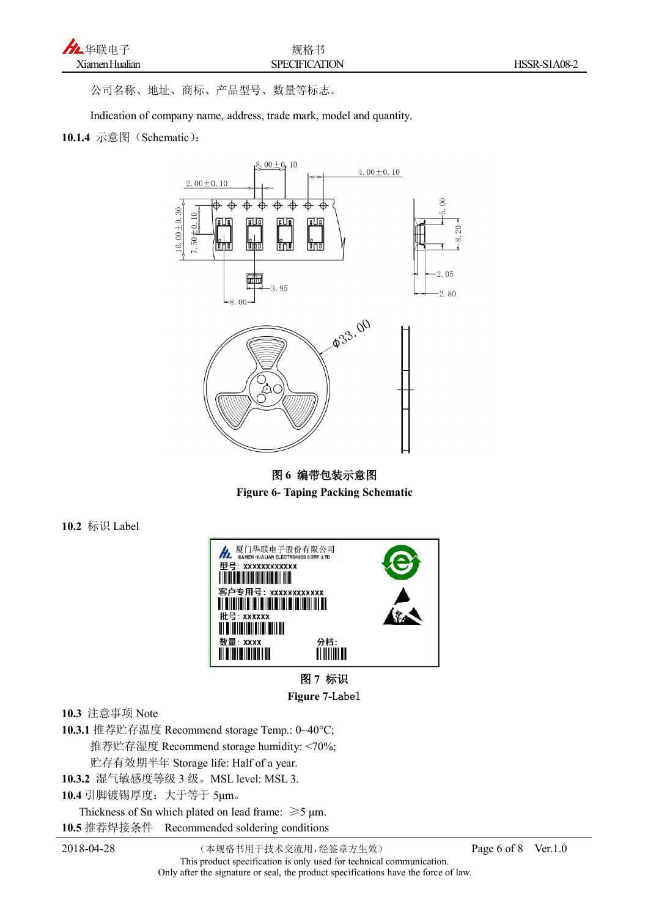公司名称、地址、商标、产品型号、数量等标志。

Indication of company name, address, trade mark, model and quantity.

**10.1.4** 示意图（Schematic）：

**图 6 编带包装示意图**

**Figure 6- Taping Packing Schematic**

**10.2** 标识 Label

**图 7 标识**

**Figure 7-Label**

**10.3** 注意事项 Note

**10.3.1** 推荐贮存温度 Recommend storage Temp.: 0~40°C;

推荐贮存湿度 Recommend storage humidity: <70%;

贮存有效期半年 Storage life: Half of a year.

**10.3.2** 湿气敏感度等级 3 级。MSL level: MSL 3.

**10.4** 引脚镀锡厚度：大于等于 5μm。

Thickness of Sn which plated on lead frame: ≥5 μm.

**10.5** 推荐焊接条件 Recommended soldering conditions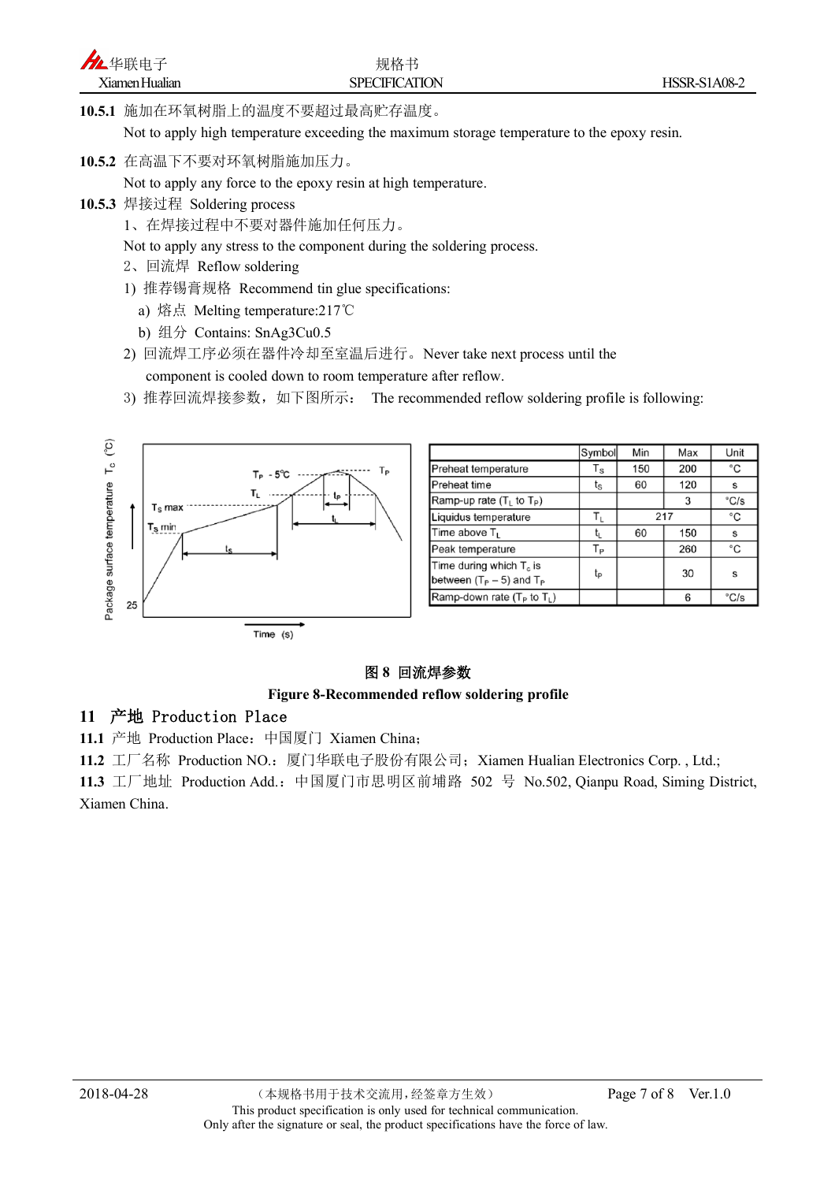**10.5.1** 施加在环氧树脂上的温度不要超过最高贮存温度。

Not to apply high temperature exceeding the maximum storage temperature to the epoxy resin.

**10.5.2** 在高温下不要对环氧树脂施加压力。

Not to apply any force to the epoxy resin at high temperature.

**10.5.3** 焊接过程 Soldering process

1、在焊接过程中不要对器件施加任何压力。

Not to apply any stress to the component during the soldering process.

2、回流焊 Reflow soldering

1) 推荐锡膏规格 Recommend tin glue specifications:

a) 熔点 Melting temperature:217℃

b) 组分 Contains: SnAg3Cu0.5

2) 回流焊工序必须在器件冷却至室温后进行。Never take next process until the component is cooled down to room temperature after reflow.

3) 推荐回流焊接参数，如下图所示： The recommended reflow soldering profile is following:

| | Symbol | Min | Max | Unit |
|---|---|---|---|---|
| Preheat temperature | $T_S$ | 150 | 200 | °C |
| Preheat time | $t_S$ | 60 | 120 | s |
| Ramp-up rate ($T_L$ to $T_P$) | | | 3 | °C/s |
| Liquidus temperature | $T_L$ | 217 | | °C |
| Time above $T_L$ | $t_L$ | 60 | 150 | s |
| Peak temperature | $T_P$ | | 260 | °C |
| Time during which $T_c$ is between ($T_P$ – 5) and $T_P$ | $t_P$ | | 30 | s |
| Ramp-down rate ($T_P$ to $T_L$) | | | 6 | °C/s |

**图 8 回流焊参数**

**Figure 8-Recommended reflow soldering profile**

## 11 产地 Production Place

**11.1** 产地 Production Place：中国厦门 Xiamen China；

**11.2** 工厂名称 Production NO.：厦门华联电子股份有限公司；Xiamen Hualian Electronics Corp. , Ltd.;

**11.3** 工厂地址 Production Add.：中国厦门市思明区前埔路 502 号 No.502, Qianpu Road, Siming District, Xiamen China.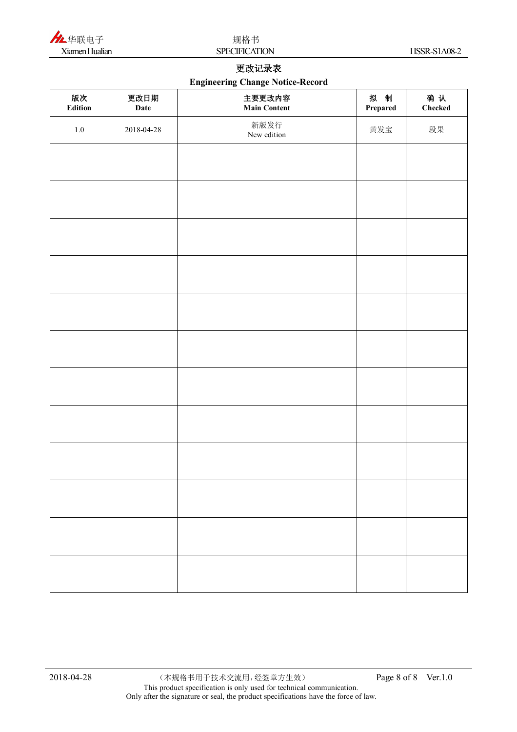## 更改记录表

**Engineering Change Notice-Record**

| 版次<br>Edition | 更改日期<br>Date | 主要更改内容<br>Main Content | 拟　制<br>Prepared | 确 认<br>Checked |
|---|---|---|---|---|
| 1.0 | 2018-04-28 | 新版发行<br>New edition | 黄发宝 | 段果 |
| | | | | |
| | | | | |
| | | | | |
| | | | | |
| | | | | |
| | | | | |
| | | | | |
| | | | | |
| | | | | |
| | | | | |
| | | | | |
| | | | | |

（本规格书用于技术交流用，经签章方生效）
This product specification is only used for technical communication.
Only after the signature or seal, the product specifications have the force of law.